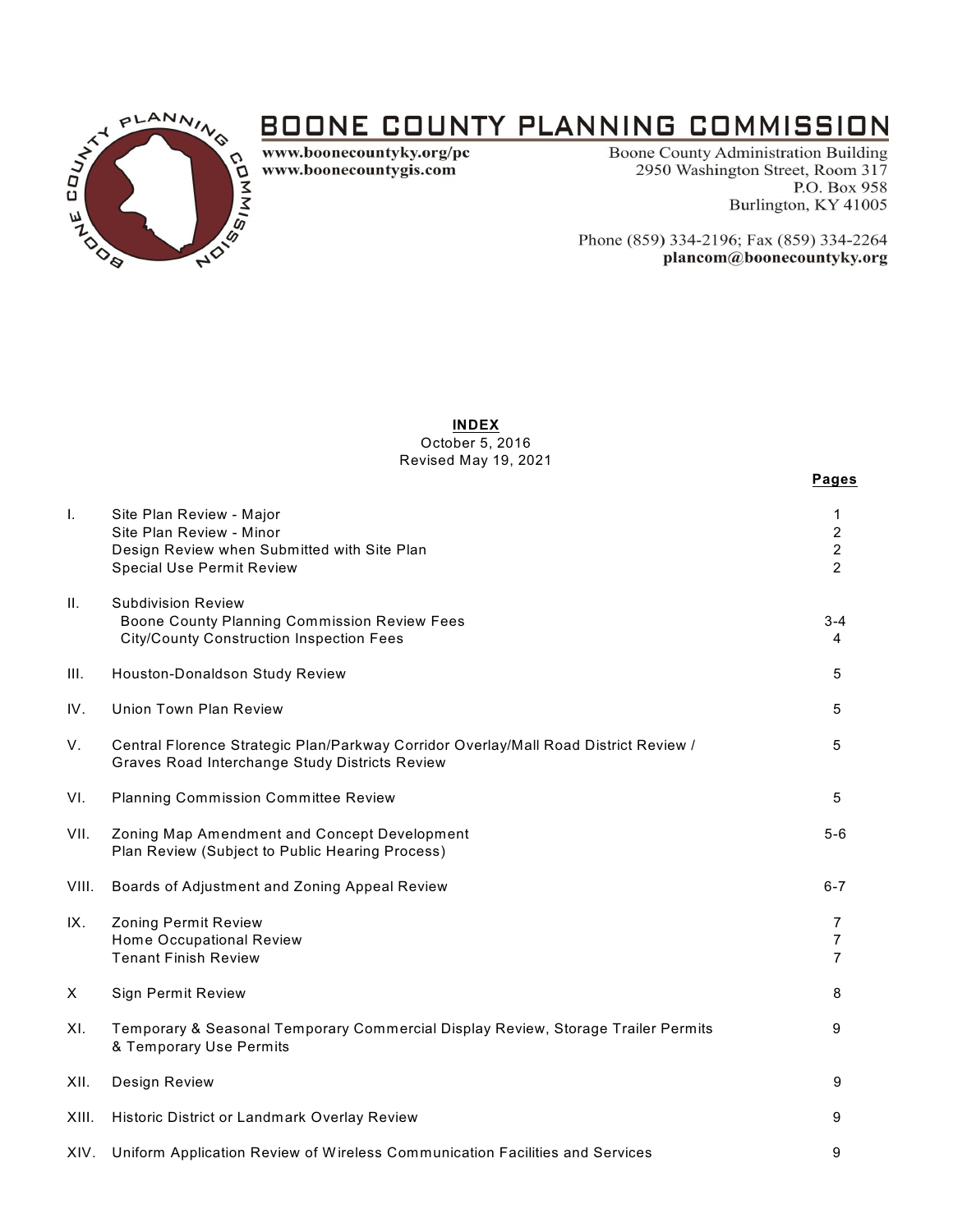# BOONE COUNTY PLANNING COMMISSION

www.boonecountyky.org/pc
www.boonecountygis.com

Boone County Administration Building
2950 Washington Street, Room 317
P.O. Box 958
Burlington, KY 41005

Phone (859) 334-2196; Fax (859) 334-2264
**plancom@boonecountyky.org**

## INDEX

October 5, 2016
Revised May 19, 2021

| | | Pages |
|---|---|---|
| I. | Site Plan Review - Major | 1 |
| | Site Plan Review - Minor | 2 |
| | Design Review when Submitted with Site Plan | 2 |
| | Special Use Permit Review | 2 |
| II. | Subdivision Review | |
| | Boone County Planning Commission Review Fees | 3-4 |
| | City/County Construction Inspection Fees | 4 |
| III. | Houston-Donaldson Study Review | 5 |
| IV. | Union Town Plan Review | 5 |
| V. | Central Florence Strategic Plan/Parkway Corridor Overlay/Mall Road District Review / Graves Road Interchange Study Districts Review | 5 |
| VI. | Planning Commission Committee Review | 5 |
| VII. | Zoning Map Amendment and Concept Development Plan Review (Subject to Public Hearing Process) | 5-6 |
| VIII. | Boards of Adjustment and Zoning Appeal Review | 6-7 |
| IX. | Zoning Permit Review | 7 |
| | Home Occupational Review | 7 |
| | Tenant Finish Review | 7 |
| X | Sign Permit Review | 8 |
| XI. | Temporary & Seasonal Temporary Commercial Display Review, Storage Trailer Permits & Temporary Use Permits | 9 |
| XII. | Design Review | 9 |
| XIII. | Historic District or Landmark Overlay Review | 9 |
| XIV. | Uniform Application Review of Wireless Communication Facilities and Services | 9 |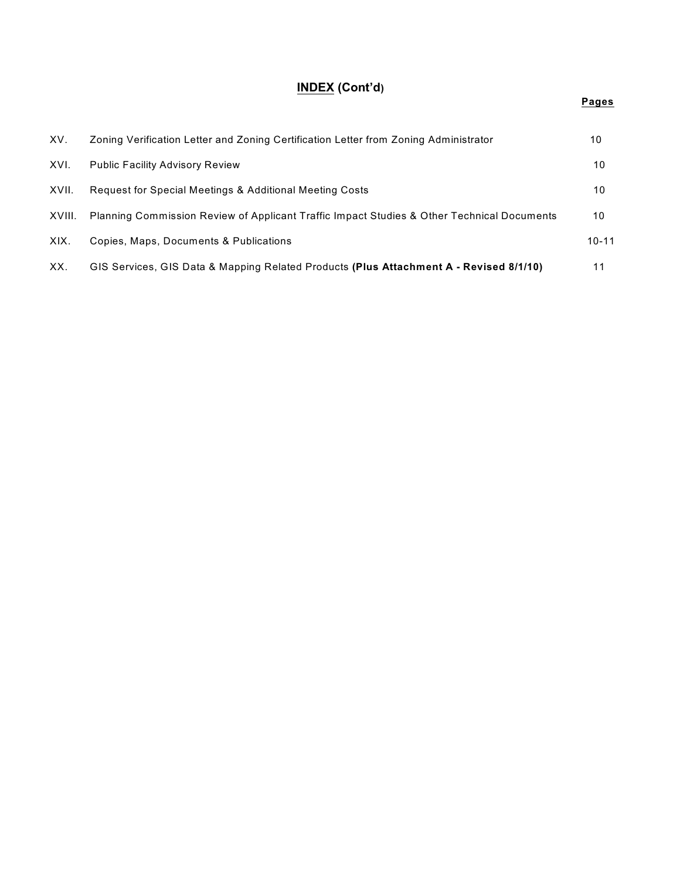# **INDEX (Cont'd)**

| | | **Pages** |
|---|---|---|
| XV. | Zoning Verification Letter and Zoning Certification Letter from Zoning Administrator | 10 |
| XVI. | Public Facility Advisory Review | 10 |
| XVII. | Request for Special Meetings & Additional Meeting Costs | 10 |
| XVIII. | Planning Commission Review of Applicant Traffic Impact Studies & Other Technical Documents | 10 |
| XIX. | Copies, Maps, Documents & Publications | 10-11 |
| XX. | GIS Services, GIS Data & Mapping Related Products **(Plus Attachment A - Revised 8/1/10)** | 11 |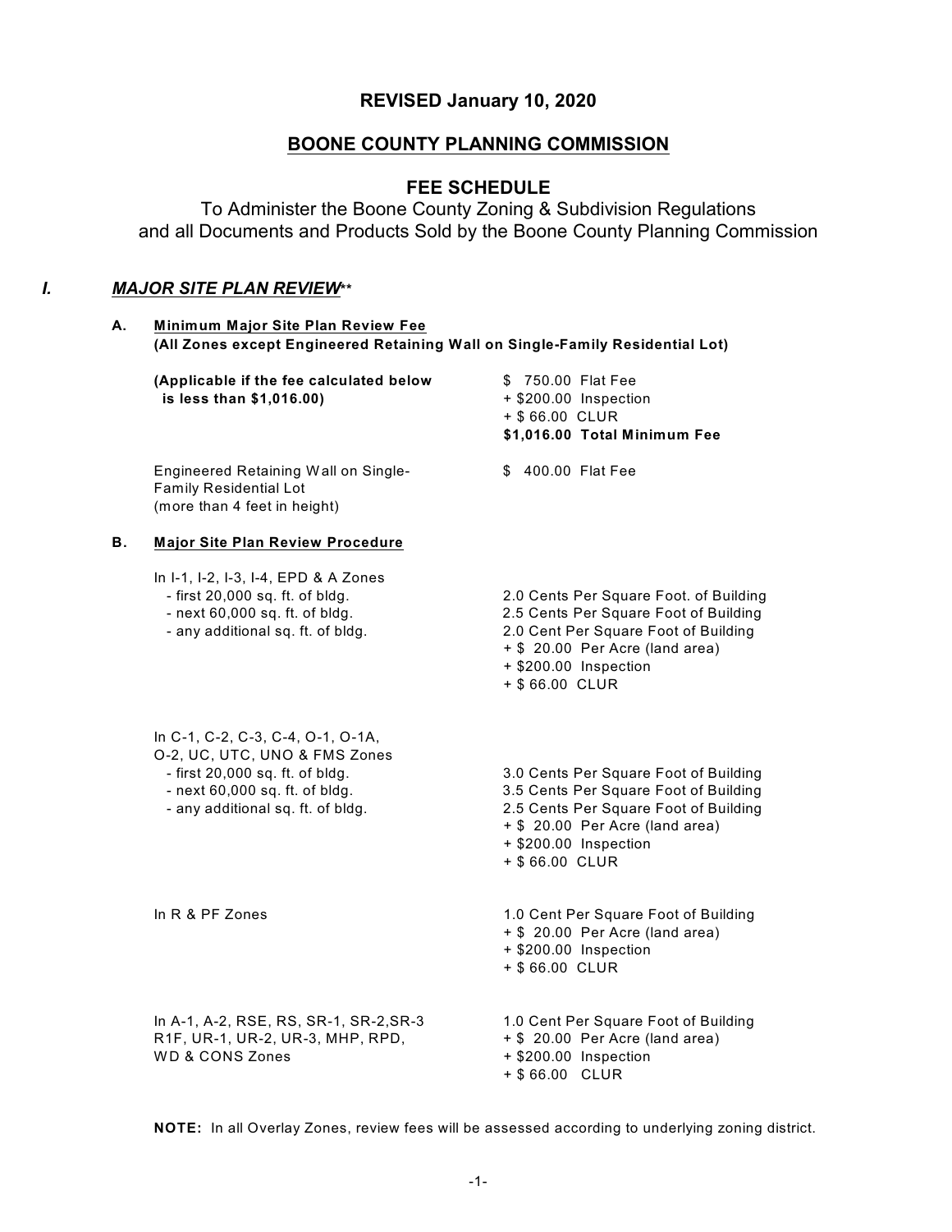**REVISED January 10, 2020**

## BOONE COUNTY PLANNING COMMISSION

## FEE SCHEDULE

To Administer the Boone County Zoning & Subdivision Regulations
and all Documents and Products Sold by the Boone County Planning Commission

### *I. MAJOR SITE PLAN REVIEW***

**A. Minimum Major Site Plan Review Fee**
**(All Zones except Engineered Retaining Wall on Single-Family Residential Lot)**

| | |
|---|---|
| **(Applicable if the fee calculated below is less than $1,016.00)** | $ 750.00 Flat Fee<br>+ $200.00 Inspection<br>+ $ 66.00 CLUR<br>**$1,016.00 Total Minimum Fee** |
| Engineered Retaining Wall on Single-Family Residential Lot (more than 4 feet in height) | $ 400.00 Flat Fee |

**B. Major Site Plan Review Procedure**

| | |
|---|---|
| In I-1, I-2, I-3, I-4, EPD & A Zones<br>- first 20,000 sq. ft. of bldg.<br>- next 60,000 sq. ft. of bldg.<br>- any additional sq. ft. of bldg. | <br>2.0 Cents Per Square Foot. of Building<br>2.5 Cents Per Square Foot of Building<br>2.0 Cent Per Square Foot of Building<br>+ $ 20.00 Per Acre (land area)<br>+ $200.00 Inspection<br>+ $ 66.00 CLUR |
| In C-1, C-2, C-3, C-4, O-1, O-1A, O-2, UC, UTC, UNO & FMS Zones<br>- first 20,000 sq. ft. of bldg.<br>- next 60,000 sq. ft. of bldg.<br>- any additional sq. ft. of bldg. | <br>3.0 Cents Per Square Foot of Building<br>3.5 Cents Per Square Foot of Building<br>2.5 Cents Per Square Foot of Building<br>+ $ 20.00 Per Acre (land area)<br>+ $200.00 Inspection<br>+ $ 66.00 CLUR |
| In R & PF Zones | 1.0 Cent Per Square Foot of Building<br>+ $ 20.00 Per Acre (land area)<br>+ $200.00 Inspection<br>+ $ 66.00 CLUR |
| In A-1, A-2, RSE, RS, SR-1, SR-2,SR-3 R1F, UR-1, UR-2, UR-3, MHP, RPD, WD & CONS Zones | 1.0 Cent Per Square Foot of Building<br>+ $ 20.00 Per Acre (land area)<br>+ $200.00 Inspection<br>+ $ 66.00 CLUR |

**NOTE:** In all Overlay Zones, review fees will be assessed according to underlying zoning district.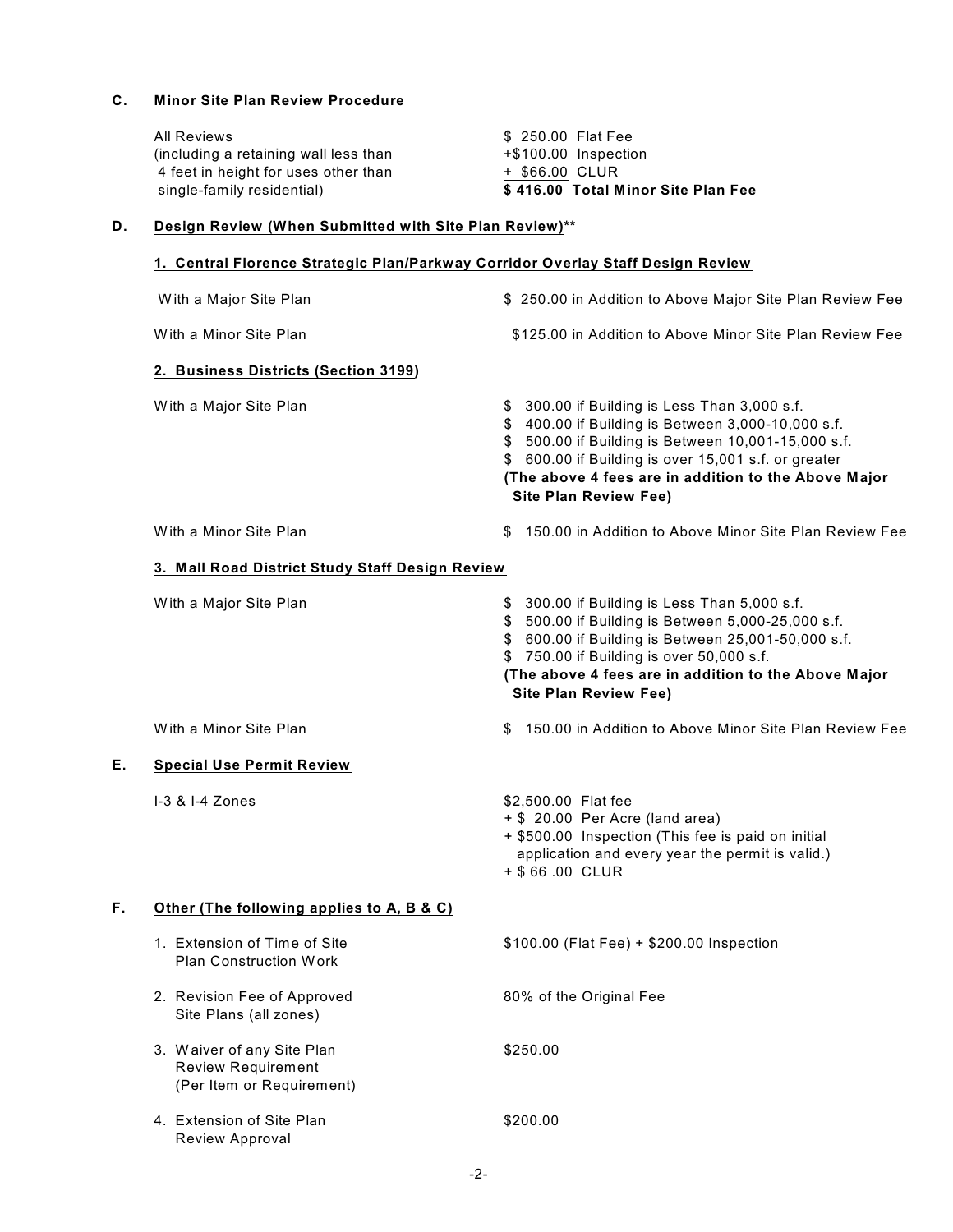## C. Minor Site Plan Review Procedure

| | |
|---|---|
| All Reviews (including a retaining wall less than 4 feet in height for uses other than single-family residential) | $ 250.00 Flat Fee |
| | +$100.00 Inspection |
| | + $66.00 CLUR |
| | **$ 416.00 Total Minor Site Plan Fee** |

## D. Design Review (When Submitted with Site Plan Review)**

### 1. Central Florence Strategic Plan/Parkway Corridor Overlay Staff Design Review

| | |
|---|---|
| With a Major Site Plan | $ 250.00 in Addition to Above Major Site Plan Review Fee |
| With a Minor Site Plan | $125.00 in Addition to Above Minor Site Plan Review Fee |

### 2. Business Districts (Section 3199)

| | |
|---|---|
| With a Major Site Plan | $ 300.00 if Building is Less Than 3,000 s.f. |
| | $ 400.00 if Building is Between 3,000-10,000 s.f. |
| | $ 500.00 if Building is Between 10,001-15,000 s.f. |
| | $ 600.00 if Building is over 15,001 s.f. or greater |
| | **(The above 4 fees are in addition to the Above Major Site Plan Review Fee)** |
| With a Minor Site Plan | $ 150.00 in Addition to Above Minor Site Plan Review Fee |

### 3. Mall Road District Study Staff Design Review

| | |
|---|---|
| With a Major Site Plan | $ 300.00 if Building is Less Than 5,000 s.f. |
| | $ 500.00 if Building is Between 5,000-25,000 s.f. |
| | $ 600.00 if Building is Between 25,001-50,000 s.f. |
| | $ 750.00 if Building is over 50,000 s.f. |
| | **(The above 4 fees are in addition to the Above Major Site Plan Review Fee)** |
| With a Minor Site Plan | $ 150.00 in Addition to Above Minor Site Plan Review Fee |

## E. Special Use Permit Review

| | |
|---|---|
| I-3 & I-4 Zones | $2,500.00 Flat fee |
| | + $ 20.00 Per Acre (land area) |
| | + $500.00 Inspection (This fee is paid on initial application and every year the permit is valid.) |
| | + $ 66 .00 CLUR |

## F. Other (The following applies to A, B & C)

| | |
|---|---|
| 1. Extension of Time of Site Plan Construction Work | $100.00 (Flat Fee) + $200.00 Inspection |
| 2. Revision Fee of Approved Site Plans (all zones) | 80% of the Original Fee |
| 3. Waiver of any Site Plan Review Requirement (Per Item or Requirement) | $250.00 |
| 4. Extension of Site Plan Review Approval | $200.00 |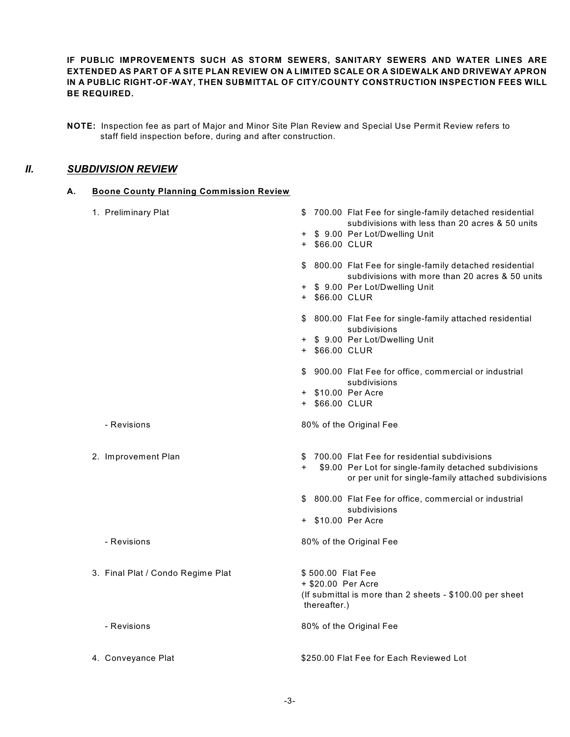**IF PUBLIC IMPROVEMENTS SUCH AS STORM SEWERS, SANITARY SEWERS AND WATER LINES ARE EXTENDED AS PART OF A SITE PLAN REVIEW ON A LIMITED SCALE OR A SIDEWALK AND DRIVEWAY APRON IN A PUBLIC RIGHT-OF-WAY, THEN SUBMITTAL OF CITY/COUNTY CONSTRUCTION INSPECTION FEES WILL BE REQUIRED.**

**NOTE:** Inspection fee as part of Major and Minor Site Plan Review and Special Use Permit Review refers to staff field inspection before, during and after construction.

## II. ***SUBDIVISION REVIEW***

### A. Boone County Planning Commission Review

| | |
|---|---|
| 1. Preliminary Plat | $ 700.00 Flat Fee for single-family detached residential subdivisions with less than 20 acres & 50 units<br>+ $ 9.00 Per Lot/Dwelling Unit<br>+ $66.00 CLUR |
| | $ 800.00 Flat Fee for single-family detached residential subdivisions with more than 20 acres & 50 units<br>+ $ 9.00 Per Lot/Dwelling Unit<br>+ $66.00 CLUR |
| | $ 800.00 Flat Fee for single-family attached residential subdivisions<br>+ $ 9.00 Per Lot/Dwelling Unit<br>+ $66.00 CLUR |
| | $ 900.00 Flat Fee for office, commercial or industrial subdivisions<br>+ $10.00 Per Acre<br>+ $66.00 CLUR |
| - Revisions | 80% of the Original Fee |
| 2. Improvement Plan | $ 700.00 Flat Fee for residential subdivisions<br>+ $9.00 Per Lot for single-family detached subdivisions or per unit for single-family attached subdivisions |
| | $ 800.00 Flat Fee for office, commercial or industrial subdivisions<br>+ $10.00 Per Acre |
| - Revisions | 80% of the Original Fee |
| 3. Final Plat / Condo Regime Plat | $ 500.00 Flat Fee<br>+ $20.00 Per Acre<br>(If submittal is more than 2 sheets - $100.00 per sheet thereafter.) |
| - Revisions | 80% of the Original Fee |
| 4. Conveyance Plat | $250.00 Flat Fee for Each Reviewed Lot |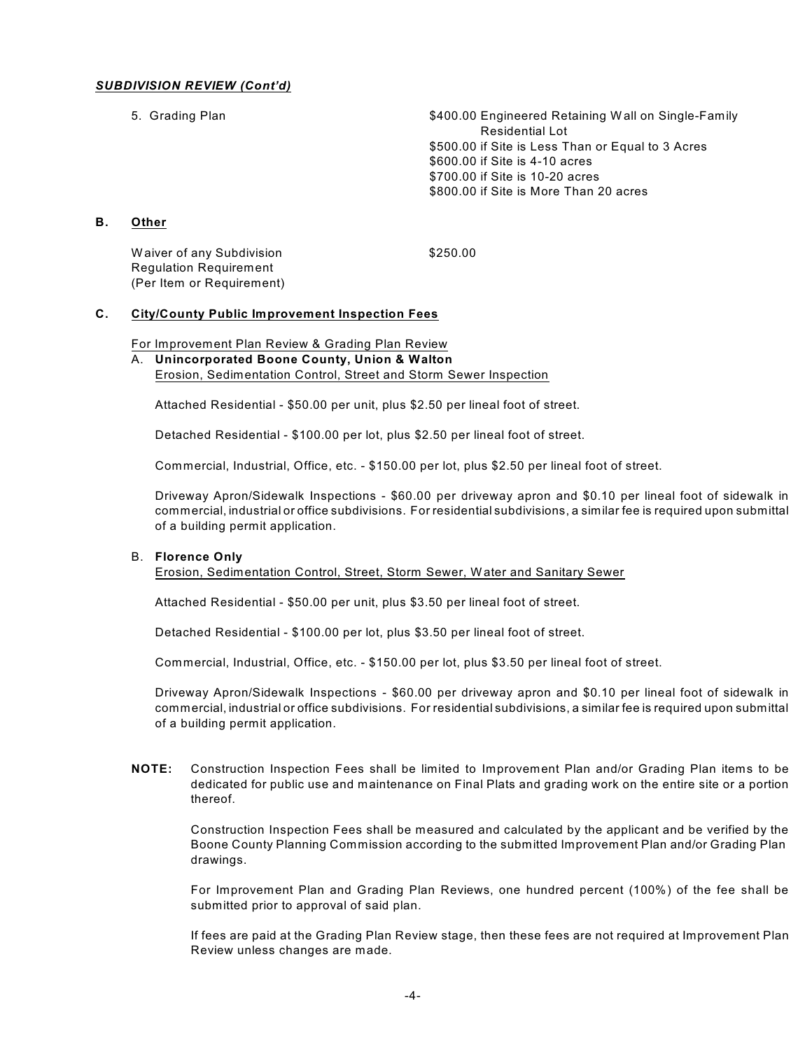***SUBDIVISION REVIEW (Cont'd)***

5. Grading Plan

- $400.00 Engineered Retaining Wall on Single-Family Residential Lot
- $500.00 if Site is Less Than or Equal to 3 Acres
- $600.00 if Site is 4-10 acres
- $700.00 if Site is 10-20 acres
- $800.00 if Site is More Than 20 acres

## B. Other

Waiver of any Subdivision Regulation Requirement (Per Item or Requirement) — $250.00

## C. City/County Public Improvement Inspection Fees

For Improvement Plan Review & Grading Plan Review

A. **Unincorporated Boone County, Union & Walton**
Erosion, Sedimentation Control, Street and Storm Sewer Inspection

Attached Residential - $50.00 per unit, plus $2.50 per lineal foot of street.

Detached Residential - $100.00 per lot, plus $2.50 per lineal foot of street.

Commercial, Industrial, Office, etc. - $150.00 per lot, plus $2.50 per lineal foot of street.

Driveway Apron/Sidewalk Inspections - $60.00 per driveway apron and $0.10 per lineal foot of sidewalk in commercial, industrial or office subdivisions. For residential subdivisions, a similar fee is required upon submittal of a building permit application.

B. **Florence Only**
Erosion, Sedimentation Control, Street, Storm Sewer, Water and Sanitary Sewer

Attached Residential - $50.00 per unit, plus $3.50 per lineal foot of street.

Detached Residential - $100.00 per lot, plus $3.50 per lineal foot of street.

Commercial, Industrial, Office, etc. - $150.00 per lot, plus $3.50 per lineal foot of street.

Driveway Apron/Sidewalk Inspections - $60.00 per driveway apron and $0.10 per lineal foot of sidewalk in commercial, industrial or office subdivisions. For residential subdivisions, a similar fee is required upon submittal of a building permit application.

**NOTE:** Construction Inspection Fees shall be limited to Improvement Plan and/or Grading Plan items to be dedicated for public use and maintenance on Final Plats and grading work on the entire site or a portion thereof.

Construction Inspection Fees shall be measured and calculated by the applicant and be verified by the Boone County Planning Commission according to the submitted Improvement Plan and/or Grading Plan drawings.

For Improvement Plan and Grading Plan Reviews, one hundred percent (100%) of the fee shall be submitted prior to approval of said plan.

If fees are paid at the Grading Plan Review stage, then these fees are not required at Improvement Plan Review unless changes are made.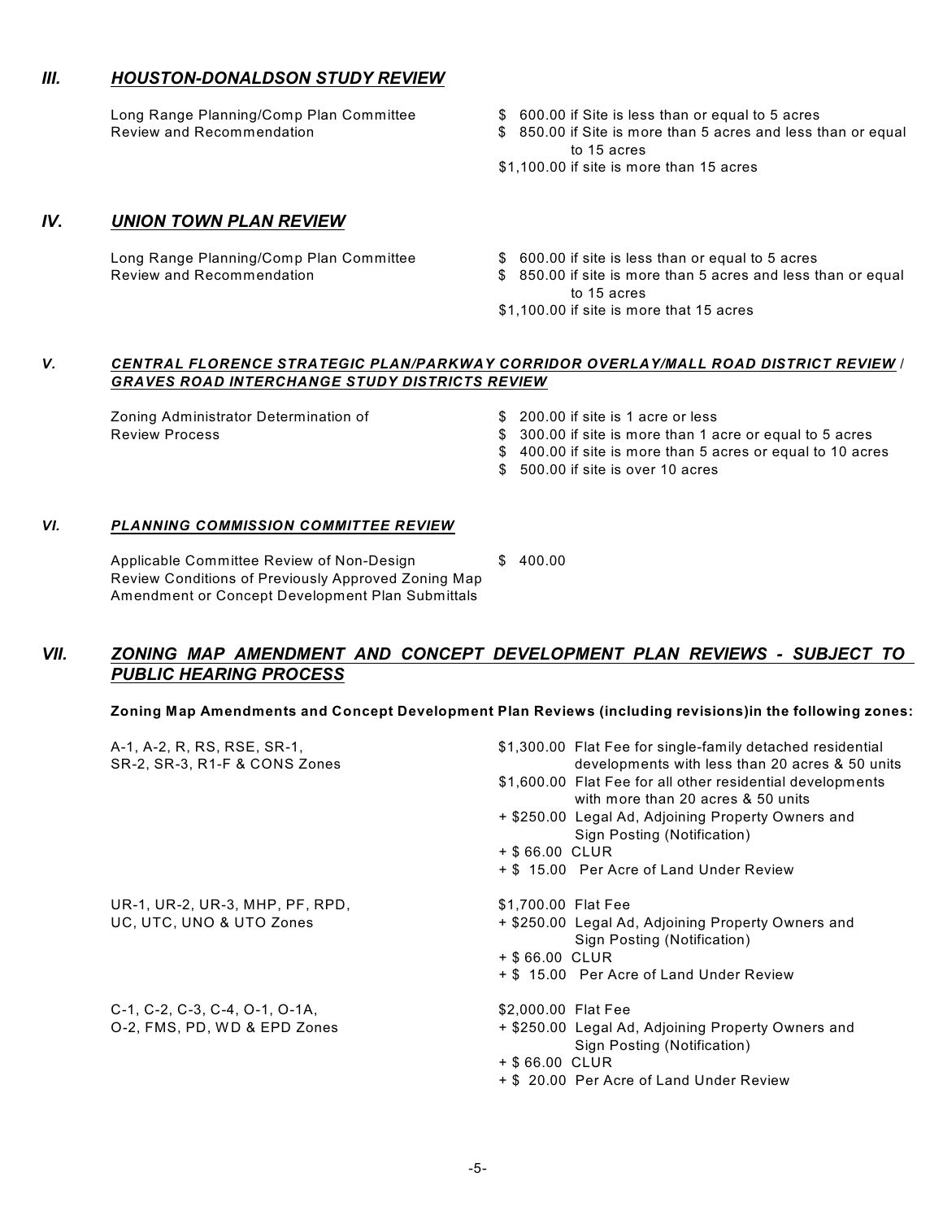## *III. HOUSTON-DONALDSON STUDY REVIEW*

| | |
|---|---|
| Long Range Planning/Comp Plan Committee Review and Recommendation | $ 600.00 if Site is less than or equal to 5 acres<br>$ 850.00 if Site is more than 5 acres and less than or equal to 15 acres<br>$1,100.00 if site is more than 15 acres |

## *IV. UNION TOWN PLAN REVIEW*

| | |
|---|---|
| Long Range Planning/Comp Plan Committee Review and Recommendation | $ 600.00 if site is less than or equal to 5 acres<br>$ 850.00 if site is more than 5 acres and less than or equal to 15 acres<br>$1,100.00 if site is more that 15 acres |

## *V. CENTRAL FLORENCE STRATEGIC PLAN/PARKWAY CORRIDOR OVERLAY/MALL ROAD DISTRICT REVIEW / GRAVES ROAD INTERCHANGE STUDY DISTRICTS REVIEW*

| | |
|---|---|
| Zoning Administrator Determination of Review Process | $ 200.00 if site is 1 acre or less<br>$ 300.00 if site is more than 1 acre or equal to 5 acres<br>$ 400.00 if site is more than 5 acres or equal to 10 acres<br>$ 500.00 if site is over 10 acres |

## *VI. PLANNING COMMISSION COMMITTEE REVIEW*

| | |
|---|---|
| Applicable Committee Review of Non-Design Review Conditions of Previously Approved Zoning Map Amendment or Concept Development Plan Submittals | $ 400.00 |

## *VII. ZONING MAP AMENDMENT AND CONCEPT DEVELOPMENT PLAN REVIEWS - SUBJECT TO PUBLIC HEARING PROCESS*

**Zoning Map Amendments and Concept Development Plan Reviews (including revisions)in the following zones:**

| | |
|---|---|
| A-1, A-2, R, RS, RSE, SR-1, SR-2, SR-3, R1-F & CONS Zones | $1,300.00 Flat Fee for single-family detached residential developments with less than 20 acres & 50 units<br>$1,600.00 Flat Fee for all other residential developments with more than 20 acres & 50 units<br>+ $250.00 Legal Ad, Adjoining Property Owners and Sign Posting (Notification)<br>+ $ 66.00 CLUR<br>+ $ 15.00 Per Acre of Land Under Review |
| UR-1, UR-2, UR-3, MHP, PF, RPD, UC, UTC, UNO & UTO Zones | $1,700.00 Flat Fee<br>+ $250.00 Legal Ad, Adjoining Property Owners and Sign Posting (Notification)<br>+ $ 66.00 CLUR<br>+ $ 15.00 Per Acre of Land Under Review |
| C-1, C-2, C-3, C-4, O-1, O-1A, O-2, FMS, PD, WD & EPD Zones | $2,000.00 Flat Fee<br>+ $250.00 Legal Ad, Adjoining Property Owners and Sign Posting (Notification)<br>+ $ 66.00 CLUR<br>+ $ 20.00 Per Acre of Land Under Review |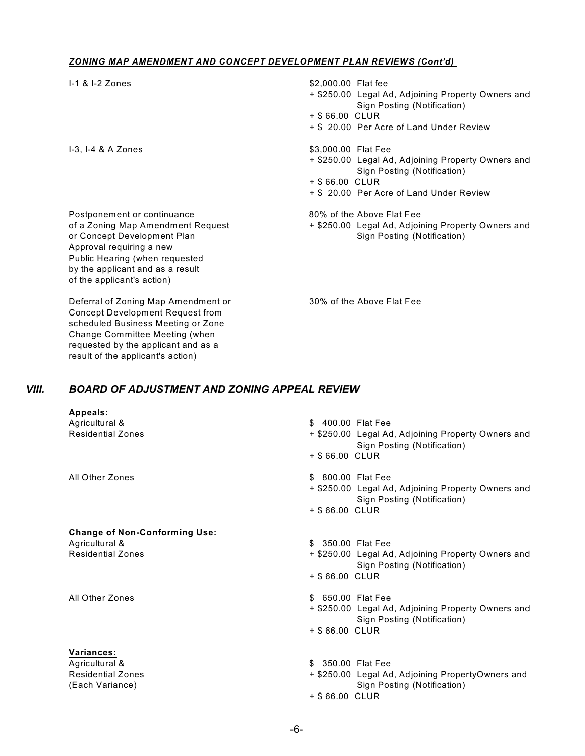***ZONING MAP AMENDMENT AND CONCEPT DEVELOPMENT PLAN REVIEWS (Cont'd)***

| | |
|---|---|
| I-1 & I-2 Zones | $2,000.00 Flat fee<br>+ $250.00 Legal Ad, Adjoining Property Owners and Sign Posting (Notification)<br>+ $ 66.00 CLUR<br>+ $ 20.00 Per Acre of Land Under Review |
| I-3, I-4 & A Zones | $3,000.00 Flat Fee<br>+ $250.00 Legal Ad, Adjoining Property Owners and Sign Posting (Notification)<br>+ $ 66.00 CLUR<br>+ $ 20.00 Per Acre of Land Under Review |
| Postponement or continuance of a Zoning Map Amendment Request or Concept Development Plan Approval requiring a new Public Hearing (when requested by the applicant and as a result of the applicant's action) | 80% of the Above Flat Fee<br>+ $250.00 Legal Ad, Adjoining Property Owners and Sign Posting (Notification) |
| Deferral of Zoning Map Amendment or Concept Development Request from scheduled Business Meeting or Zone Change Committee Meeting (when requested by the applicant and as a result of the applicant's action) | 30% of the Above Flat Fee |

## *VIII. BOARD OF ADJUSTMENT AND ZONING APPEAL REVIEW*

**Appeals:**

| | |
|---|---|
| Agricultural & Residential Zones | $ 400.00 Flat Fee<br>+ $250.00 Legal Ad, Adjoining Property Owners and Sign Posting (Notification)<br>+ $ 66.00 CLUR |
| All Other Zones | $ 800.00 Flat Fee<br>+ $250.00 Legal Ad, Adjoining Property Owners and Sign Posting (Notification)<br>+ $ 66.00 CLUR |

**Change of Non-Conforming Use:**

| | |
|---|---|
| Agricultural & Residential Zones | $ 350.00 Flat Fee<br>+ $250.00 Legal Ad, Adjoining Property Owners and Sign Posting (Notification)<br>+ $ 66.00 CLUR |
| All Other Zones | $ 650.00 Flat Fee<br>+ $250.00 Legal Ad, Adjoining Property Owners and Sign Posting (Notification)<br>+ $ 66.00 CLUR |

**Variances:**

| | |
|---|---|
| Agricultural & Residential Zones (Each Variance) | $ 350.00 Flat Fee<br>+ $250.00 Legal Ad, Adjoining PropertyOwners and Sign Posting (Notification)<br>+ $ 66.00 CLUR |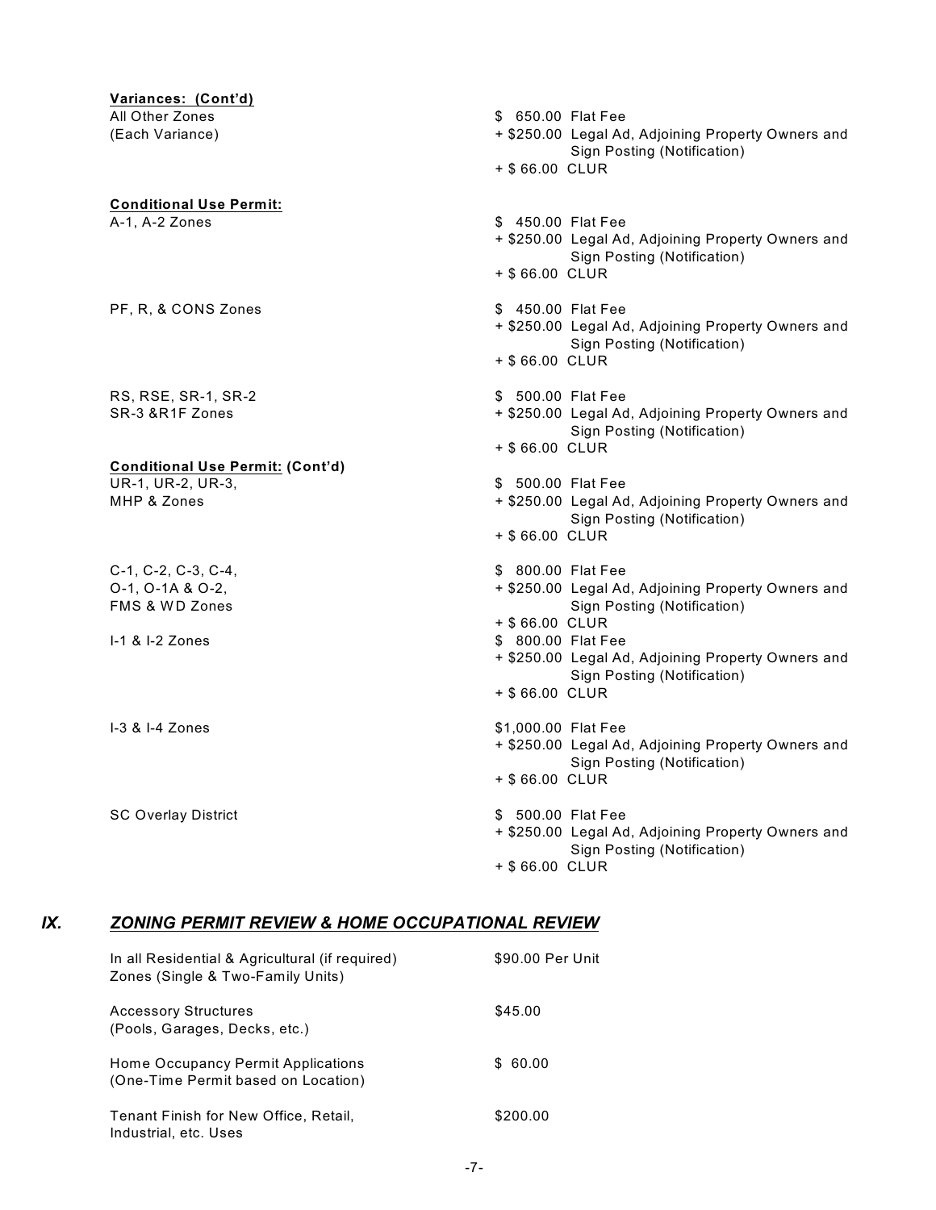**Variances: (Cont'd)**

| | |
|---|---|
| All Other Zones (Each Variance) | $ 650.00 Flat Fee<br>+ $250.00 Legal Ad, Adjoining Property Owners and Sign Posting (Notification)<br>+ $ 66.00 CLUR |

**Conditional Use Permit:**

| | |
|---|---|
| A-1, A-2 Zones | $ 450.00 Flat Fee<br>+ $250.00 Legal Ad, Adjoining Property Owners and Sign Posting (Notification)<br>+ $ 66.00 CLUR |
| PF, R, & CONS Zones | $ 450.00 Flat Fee<br>+ $250.00 Legal Ad, Adjoining Property Owners and Sign Posting (Notification)<br>+ $ 66.00 CLUR |
| RS, RSE, SR-1, SR-2<br>SR-3 &R1F Zones | $ 500.00 Flat Fee<br>+ $250.00 Legal Ad, Adjoining Property Owners and Sign Posting (Notification)<br>+ $ 66.00 CLUR |

**Conditional Use Permit: (Cont'd)**

| | |
|---|---|
| UR-1, UR-2, UR-3,<br>MHP & Zones | $ 500.00 Flat Fee<br>+ $250.00 Legal Ad, Adjoining Property Owners and Sign Posting (Notification)<br>+ $ 66.00 CLUR |
| C-1, C-2, C-3, C-4,<br>O-1, O-1A & O-2,<br>FMS & WD Zones | $ 800.00 Flat Fee<br>+ $250.00 Legal Ad, Adjoining Property Owners and Sign Posting (Notification)<br>+ $ 66.00 CLUR |
| I-1 & I-2 Zones | $ 800.00 Flat Fee<br>+ $250.00 Legal Ad, Adjoining Property Owners and Sign Posting (Notification)<br>+ $ 66.00 CLUR |
| I-3 & I-4 Zones | $1,000.00 Flat Fee<br>+ $250.00 Legal Ad, Adjoining Property Owners and Sign Posting (Notification)<br>+ $ 66.00 CLUR |
| SC Overlay District | $ 500.00 Flat Fee<br>+ $250.00 Legal Ad, Adjoining Property Owners and Sign Posting (Notification)<br>+ $ 66.00 CLUR |

## IX. *ZONING PERMIT REVIEW & HOME OCCUPATIONAL REVIEW*

| | |
|---|---|
| In all Residential & Agricultural (if required) Zones (Single & Two-Family Units) | $90.00 Per Unit |
| Accessory Structures (Pools, Garages, Decks, etc.) | $45.00 |
| Home Occupancy Permit Applications (One-Time Permit based on Location) | $ 60.00 |
| Tenant Finish for New Office, Retail, Industrial, etc. Uses | $200.00 |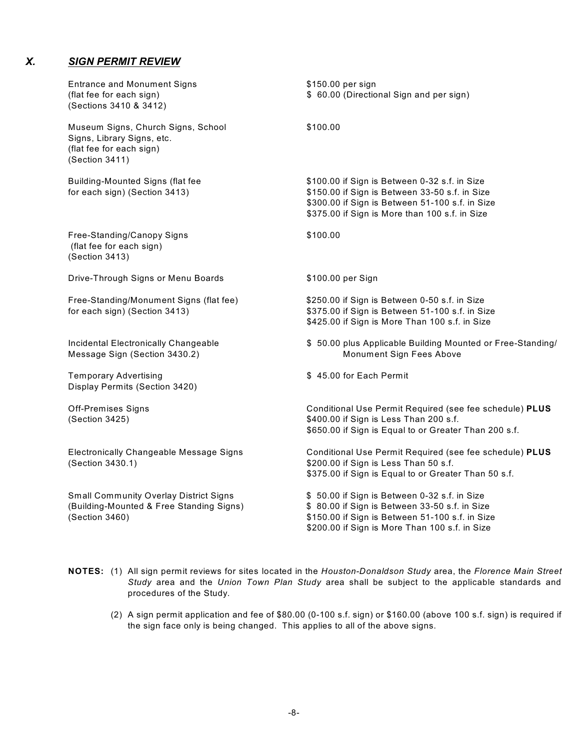## X. *SIGN PERMIT REVIEW*

| Sign Type | Fee |
|---|---|
| Entrance and Monument Signs (flat fee for each sign) (Sections 3410 & 3412) | $150.00 per sign<br>$ 60.00 (Directional Sign and per sign) |
| Museum Signs, Church Signs, School Signs, Library Signs, etc. (flat fee for each sign) (Section 3411) | $100.00 |
| Building-Mounted Signs (flat fee for each sign) (Section 3413) | $100.00 if Sign is Between 0-32 s.f. in Size<br>$150.00 if Sign is Between 33-50 s.f. in Size<br>$300.00 if Sign is Between 51-100 s.f. in Size<br>$375.00 if Sign is More than 100 s.f. in Size |
| Free-Standing/Canopy Signs (flat fee for each sign) (Section 3413) | $100.00 |
| Drive-Through Signs or Menu Boards | $100.00 per Sign |
| Free-Standing/Monument Signs (flat fee) for each sign) (Section 3413) | $250.00 if Sign is Between 0-50 s.f. in Size<br>$375.00 if Sign is Between 51-100 s.f. in Size<br>$425.00 if Sign is More Than 100 s.f. in Size |
| Incidental Electronically Changeable Message Sign (Section 3430.2) | $ 50.00 plus Applicable Building Mounted or Free-Standing/ Monument Sign Fees Above |
| Temporary Advertising Display Permits (Section 3420) | $ 45.00 for Each Permit |
| Off-Premises Signs (Section 3425) | Conditional Use Permit Required (see fee schedule) **PLUS**<br>$400.00 if Sign is Less Than 200 s.f.<br>$650.00 if Sign is Equal to or Greater Than 200 s.f. |
| Electronically Changeable Message Signs (Section 3430.1) | Conditional Use Permit Required (see fee schedule) **PLUS**<br>$200.00 if Sign is Less Than 50 s.f.<br>$375.00 if Sign is Equal to or Greater Than 50 s.f. |
| Small Community Overlay District Signs (Building-Mounted & Free Standing Signs) (Section 3460) | $ 50.00 if Sign is Between 0-32 s.f. in Size<br>$ 80.00 if Sign is Between 33-50 s.f. in Size<br>$150.00 if Sign is Between 51-100 s.f. in Size<br>$200.00 if Sign is More Than 100 s.f. in Size |

**NOTES:** (1) All sign permit reviews for sites located in the *Houston-Donaldson Study* area, the *Florence Main Street Study* area and the *Union Town Plan Study* area shall be subject to the applicable standards and procedures of the Study.

(2) A sign permit application and fee of $80.00 (0-100 s.f. sign) or $160.00 (above 100 s.f. sign) is required if the sign face only is being changed. This applies to all of the above signs.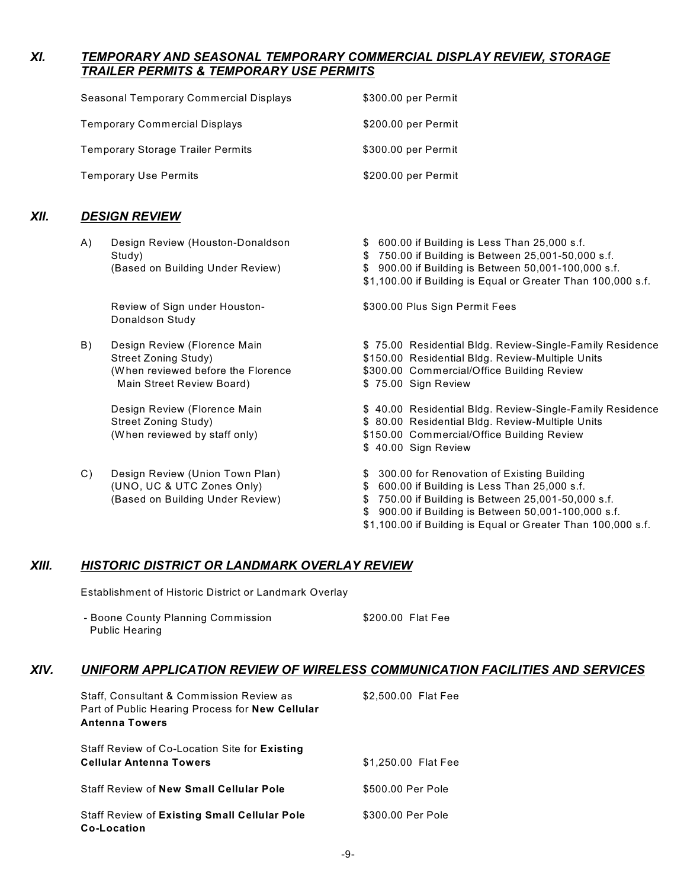## *XI. TEMPORARY AND SEASONAL TEMPORARY COMMERCIAL DISPLAY REVIEW, STORAGE TRAILER PERMITS & TEMPORARY USE PERMITS*

| | |
|---|---|
| Seasonal Temporary Commercial Displays | $300.00 per Permit |
| Temporary Commercial Displays | $200.00 per Permit |
| Temporary Storage Trailer Permits | $300.00 per Permit |
| Temporary Use Permits | $200.00 per Permit |

## *XII. DESIGN REVIEW*

| | | |
|---|---|---|
| A) | Design Review (Houston-Donaldson Study) (Based on Building Under Review) | $ 600.00 if Building is Less Than 25,000 s.f.<br>$ 750.00 if Building is Between 25,001-50,000 s.f.<br>$ 900.00 if Building is Between 50,001-100,000 s.f.<br>$1,100.00 if Building is Equal or Greater Than 100,000 s.f. |
| | Review of Sign under Houston-Donaldson Study | $300.00 Plus Sign Permit Fees |
| B) | Design Review (Florence Main Street Zoning Study) (When reviewed before the Florence Main Street Review Board) | $ 75.00 Residential Bldg. Review-Single-Family Residence<br>$150.00 Residential Bldg. Review-Multiple Units<br>$300.00 Commercial/Office Building Review<br>$ 75.00 Sign Review |
| | Design Review (Florence Main Street Zoning Study) (When reviewed by staff only) | $ 40.00 Residential Bldg. Review-Single-Family Residence<br>$ 80.00 Residential Bldg. Review-Multiple Units<br>$150.00 Commercial/Office Building Review<br>$ 40.00 Sign Review |
| C) | Design Review (Union Town Plan) (UNO, UC & UTC Zones Only) (Based on Building Under Review) | $ 300.00 for Renovation of Existing Building<br>$ 600.00 if Building is Less Than 25,000 s.f.<br>$ 750.00 if Building is Between 25,001-50,000 s.f.<br>$ 900.00 if Building is Between 50,001-100,000 s.f.<br>$1,100.00 if Building is Equal or Greater Than 100,000 s.f. |

## *XIII. HISTORIC DISTRICT OR LANDMARK OVERLAY REVIEW*

Establishment of Historic District or Landmark Overlay

| | |
|---|---|
| - Boone County Planning Commission Public Hearing | $200.00 Flat Fee |

## *XIV. UNIFORM APPLICATION REVIEW OF WIRELESS COMMUNICATION FACILITIES AND SERVICES*

| | |
|---|---|
| Staff, Consultant & Commission Review as Part of Public Hearing Process for **New Cellular Antenna Towers** | $2,500.00 Flat Fee |
| Staff Review of Co-Location Site for **Existing Cellular Antenna Towers** | $1,250.00 Flat Fee |
| Staff Review of **New Small Cellular Pole** | $500.00 Per Pole |
| Staff Review of **Existing Small Cellular Pole Co-Location** | $300.00 Per Pole |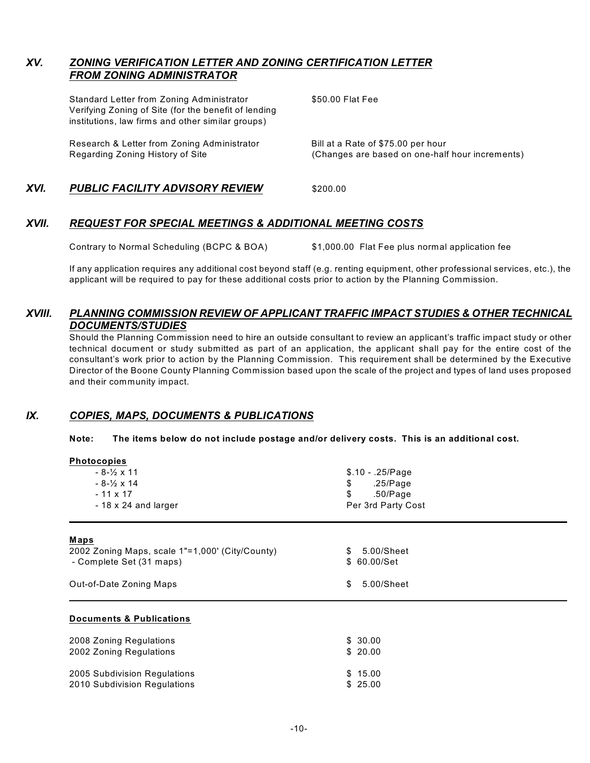## XV. *ZONING VERIFICATION LETTER AND ZONING CERTIFICATION LETTER FROM ZONING ADMINISTRATOR*

| | |
|---|---|
| Standard Letter from Zoning Administrator Verifying Zoning of Site (for the benefit of lending institutions, law firms and other similar groups) | $50.00 Flat Fee |
| Research & Letter from Zoning Administrator Regarding Zoning History of Site | Bill at a Rate of $75.00 per hour (Changes are based on one-half hour increments) |

## XVI. *PUBLIC FACILITY ADVISORY REVIEW* — $200.00

## XVII. *REQUEST FOR SPECIAL MEETINGS & ADDITIONAL MEETING COSTS*

| | |
|---|---|
| Contrary to Normal Scheduling (BCPC & BOA) | $1,000.00 Flat Fee plus normal application fee |

If any application requires any additional cost beyond staff (e.g. renting equipment, other professional services, etc.), the applicant will be required to pay for these additional costs prior to action by the Planning Commission.

## XVIII. *PLANNING COMMISSION REVIEW OF APPLICANT TRAFFIC IMPACT STUDIES & OTHER TECHNICAL DOCUMENTS/STUDIES*

Should the Planning Commission need to hire an outside consultant to review an applicant's traffic impact study or other technical document or study submitted as part of an application, the applicant shall pay for the entire cost of the consultant's work prior to action by the Planning Commission. This requirement shall be determined by the Executive Director of the Boone County Planning Commission based upon the scale of the project and types of land uses proposed and their community impact.

## IX. *COPIES, MAPS, DOCUMENTS & PUBLICATIONS*

**Note: The items below do not include postage and/or delivery costs. This is an additional cost.**

**Photocopies**

| | |
|---|---|
| - 8-½ x 11 | $.10 - .25/Page |
| - 8-½ x 14 | $ .25/Page |
| - 11 x 17 | $ .50/Page |
| - 18 x 24 and larger | Per 3rd Party Cost |

**Maps**

| | |
|---|---|
| 2002 Zoning Maps, scale 1"=1,000' (City/County) | $ 5.00/Sheet |
| - Complete Set (31 maps) | $ 60.00/Set |
| Out-of-Date Zoning Maps | $ 5.00/Sheet |

**Documents & Publications**

| | |
|---|---|
| 2008 Zoning Regulations | $ 30.00 |
| 2002 Zoning Regulations | $ 20.00 |
| 2005 Subdivision Regulations | $ 15.00 |
| 2010 Subdivision Regulations | $ 25.00 |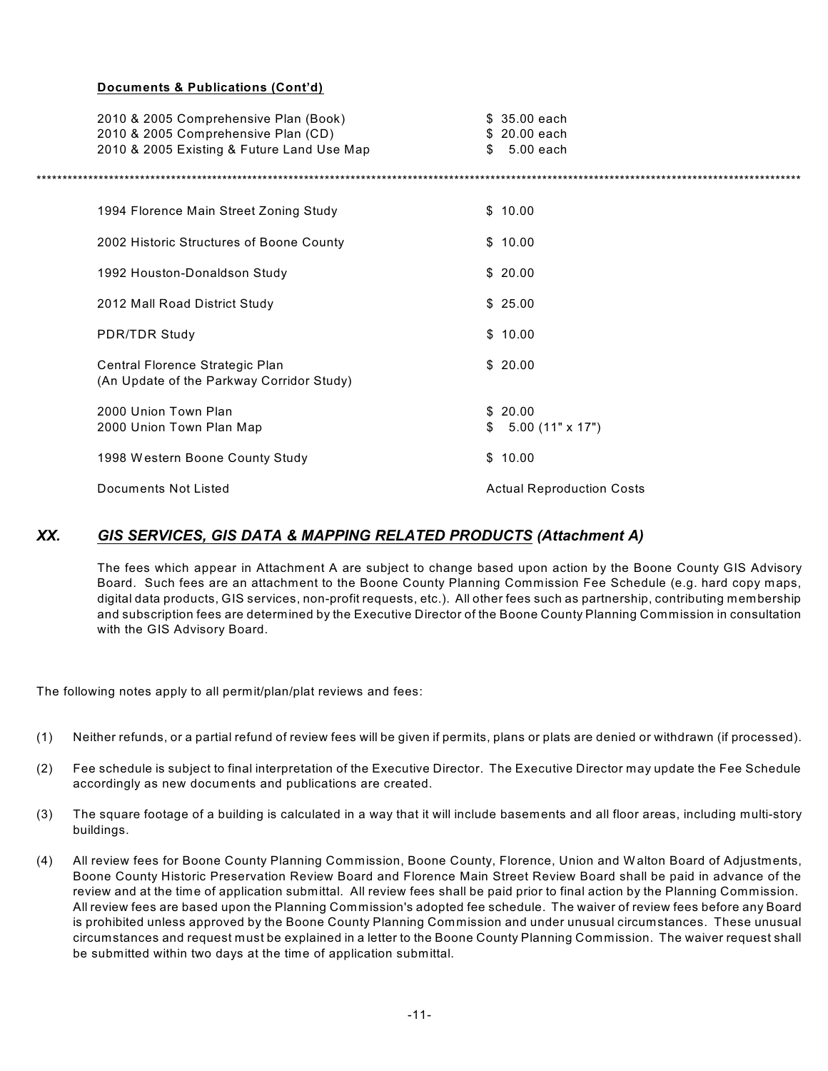**Documents & Publications (Cont'd)**

| | |
|---|---|
| 2010 & 2005 Comprehensive Plan (Book) | $ 35.00 each |
| 2010 & 2005 Comprehensive Plan (CD) | $ 20.00 each |
| 2010 & 2005 Existing & Future Land Use Map | $ 5.00 each |

*****************************************************************************************************************************************

| | |
|---|---|
| 1994 Florence Main Street Zoning Study | $ 10.00 |
| 2002 Historic Structures of Boone County | $ 10.00 |
| 1992 Houston-Donaldson Study | $ 20.00 |
| 2012 Mall Road District Study | $ 25.00 |
| PDR/TDR Study | $ 10.00 |
| Central Florence Strategic Plan (An Update of the Parkway Corridor Study) | $ 20.00 |
| 2000 Union Town Plan | $ 20.00 |
| 2000 Union Town Plan Map | $ 5.00 (11" x 17") |
| 1998 Western Boone County Study | $ 10.00 |
| Documents Not Listed | Actual Reproduction Costs |

## *XX. GIS SERVICES, GIS DATA & MAPPING RELATED PRODUCTS (Attachment A)*

The fees which appear in Attachment A are subject to change based upon action by the Boone County GIS Advisory Board. Such fees are an attachment to the Boone County Planning Commission Fee Schedule (e.g. hard copy maps, digital data products, GIS services, non-profit requests, etc.). All other fees such as partnership, contributing membership and subscription fees are determined by the Executive Director of the Boone County Planning Commission in consultation with the GIS Advisory Board.

The following notes apply to all permit/plan/plat reviews and fees:

(1) Neither refunds, or a partial refund of review fees will be given if permits, plans or plats are denied or withdrawn (if processed).

(2) Fee schedule is subject to final interpretation of the Executive Director. The Executive Director may update the Fee Schedule accordingly as new documents and publications are created.

(3) The square footage of a building is calculated in a way that it will include basements and all floor areas, including multi-story buildings.

(4) All review fees for Boone County Planning Commission, Boone County, Florence, Union and Walton Board of Adjustments, Boone County Historic Preservation Review Board and Florence Main Street Review Board shall be paid in advance of the review and at the time of application submittal. All review fees shall be paid prior to final action by the Planning Commission. All review fees are based upon the Planning Commission's adopted fee schedule. The waiver of review fees before any Board is prohibited unless approved by the Boone County Planning Commission and under unusual circumstances. These unusual circumstances and request must be explained in a letter to the Boone County Planning Commission. The waiver request shall be submitted within two days at the time of application submittal.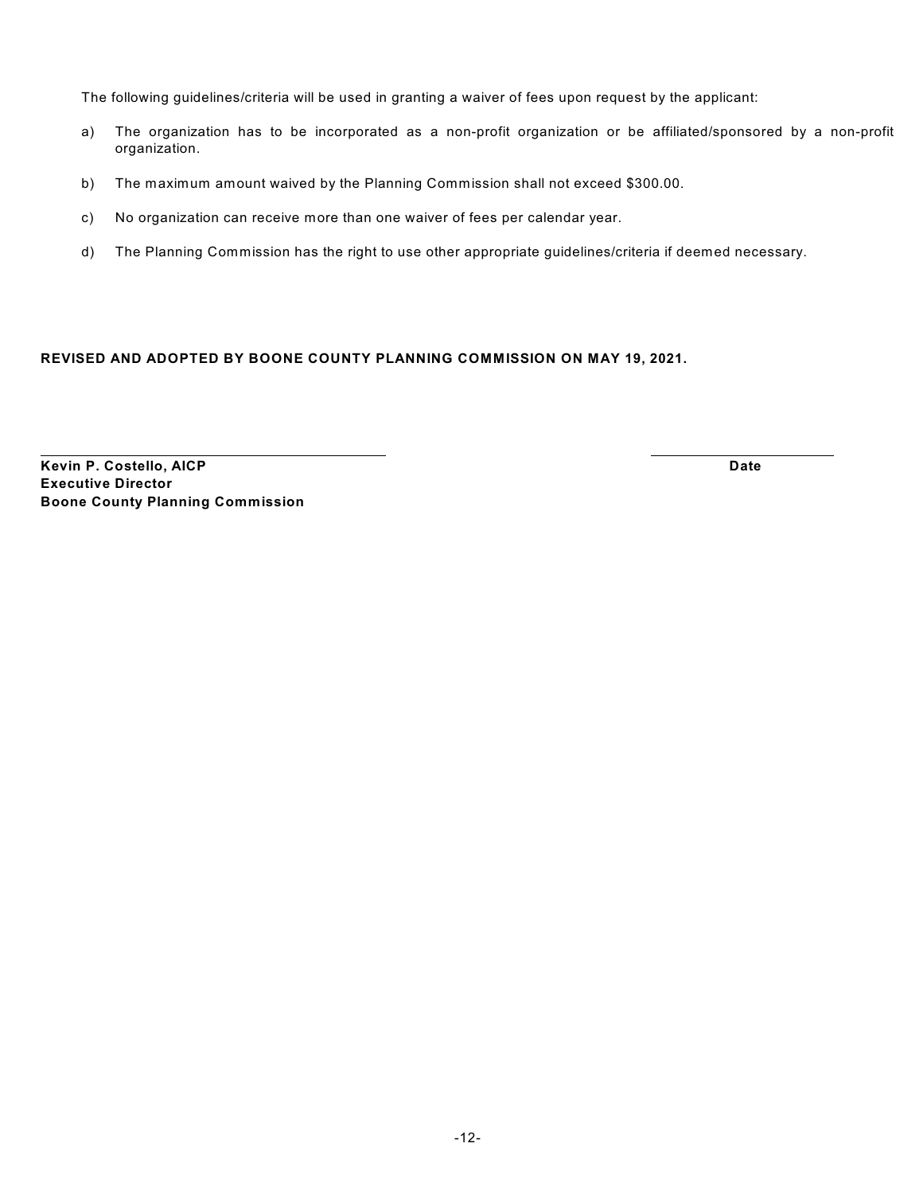The following guidelines/criteria will be used in granting a waiver of fees upon request by the applicant:

a) The organization has to be incorporated as a non-profit organization or be affiliated/sponsored by a non-profit organization.

b) The maximum amount waived by the Planning Commission shall not exceed $300.00.

c) No organization can receive more than one waiver of fees per calendar year.

d) The Planning Commission has the right to use other appropriate guidelines/criteria if deemed necessary.

**REVISED AND ADOPTED BY BOONE COUNTY PLANNING COMMISSION ON MAY 19, 2021.**

**Kevin P. Costello, AICP**
**Executive Director**
**Boone County Planning Commission**

**Date**